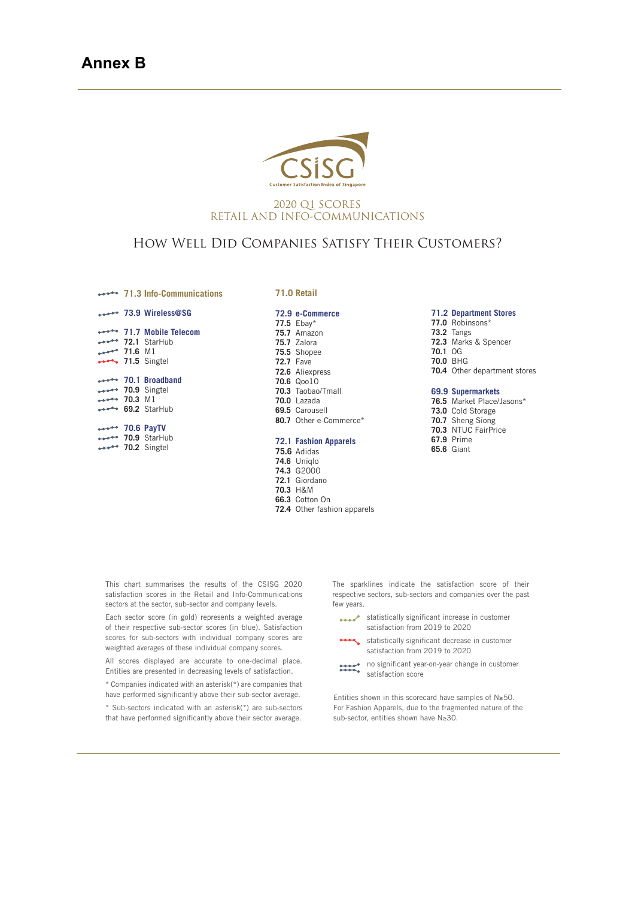# Annex B

CSISG
Customer Satisfaction Index of Singapore

2020 Q1 SCORES
RETAIL AND INFO-COMMUNICATIONS

## HOW WELL DID COMPANIES SATISFY THEIR CUSTOMERS?

**71.3 Info-Communications**

**73.9 Wireless@SG**

**71.7 Mobile Telecom**
- **72.1** StarHub
- **71.6** M1
- **71.5** Singtel

**70.1 Broadband**
- **70.9** Singtel
- **70.3** M1
- **69.2** StarHub

**70.6 PayTV**
- **70.9** StarHub
- **70.2** Singtel

**71.0 Retail**

**72.9 e-Commerce**
- **77.5** Ebay*
- **75.7** Amazon
- **75.7** Zalora
- **75.5** Shopee
- **72.7** Fave
- **72.6** Aliexpress
- **70.6** Qoo10
- **70.3** Taobao/Tmall
- **70.0** Lazada
- **69.5** Carousell
- **80.7** Other e-Commerce*

**72.1 Fashion Apparels**
- **75.6** Adidas
- **74.6** Uniqlo
- **74.3** G2000
- **72.1** Giordano
- **70.3** H&M
- **66.3** Cotton On
- **72.4** Other fashion apparels

**71.2 Department Stores**
- **77.0** Robinsons*
- **73.2** Tangs
- **72.3** Marks & Spencer
- **70.1** OG
- **70.0** BHG
- **70.4** Other department stores

**69.9 Supermarkets**
- **76.5** Market Place/Jasons*
- **73.0** Cold Storage
- **70.7** Sheng Siong
- **70.3** NTUC FairPrice
- **67.9** Prime
- **65.6** Giant

This chart summarises the results of the CSISG 2020 satisfaction scores in the Retail and Info-Communications sectors at the sector, sub-sector and company levels.

Each sector score (in gold) represents a weighted average of their respective sub-sector scores (in blue). Satisfaction scores for sub-sectors with individual company scores are weighted averages of these individual company scores.

All scores displayed are accurate to one-decimal place. Entities are presented in decreasing levels of satisfaction.

* Companies indicated with an asterisk(*) are companies that have performed significantly above their sub-sector average.

* Sub-sectors indicated with an asterisk(*) are sub-sectors that have performed significantly above their sector average.

The sparklines indicate the satisfaction score of their respective sectors, sub-sectors and companies over the past few years.

- statistically significant increase in customer satisfaction from 2019 to 2020
- statistically significant decrease in customer satisfaction from 2019 to 2020
- no significant year-on-year change in customer satisfaction score

Entities shown in this scorecard have samples of N≥50. For Fashion Apparels, due to the fragmented nature of the sub-sector, entities shown have N≥30.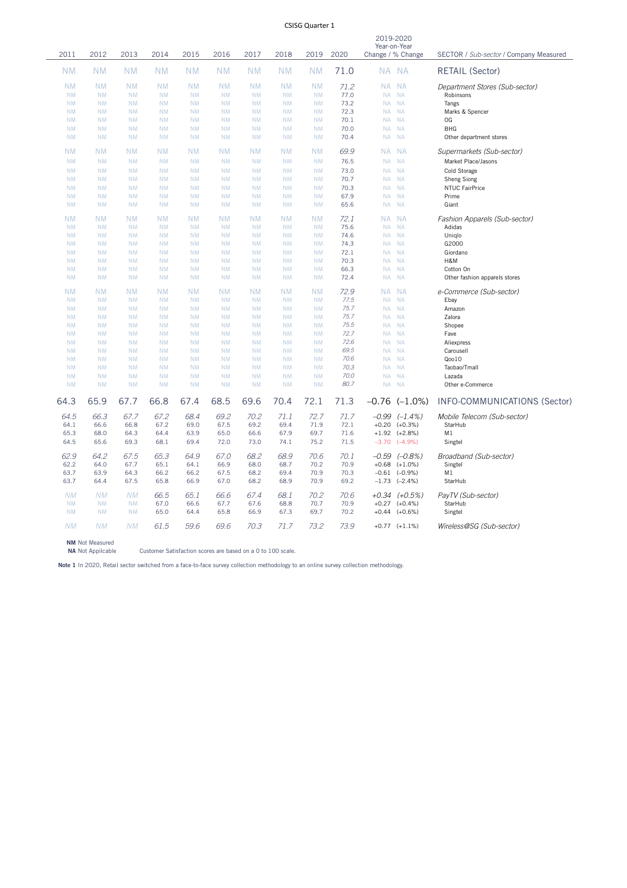CSISG Quarter 1

| 2011 | 2012 | 2013 | 2014 | 2015 | 2016 | 2017 | 2018 | 2019 | 2020 | 2019-2020 Year-on-Year Change | % Change | SECTOR / *Sub-sector* / Company Measured |
|---|---|---|---|---|---|---|---|---|---|---|---|---|
| NM | NM | NM | NM | NM | NM | NM | NM | NM | 71.0 | NA | NA | RETAIL (Sector) |
| NM | NM | NM | NM | NM | NM | NM | NM | NM | *71.2* | NA | NA | *Department Stores (Sub-sector)* |
| NM | NM | NM | NM | NM | NM | NM | NM | NM | 77.0 | NA | NA | Robinsons |
| NM | NM | NM | NM | NM | NM | NM | NM | NM | 73.2 | NA | NA | Tangs |
| NM | NM | NM | NM | NM | NM | NM | NM | NM | 72.3 | NA | NA | Marks & Spencer |
| NM | NM | NM | NM | NM | NM | NM | NM | NM | 70.1 | NA | NA | OG |
| NM | NM | NM | NM | NM | NM | NM | NM | NM | 70.0 | NA | NA | BHG |
| NM | NM | NM | NM | NM | NM | NM | NM | NM | 70.4 | NA | NA | Other department stores |
| NM | NM | NM | NM | NM | NM | NM | NM | NM | *69.9* | NA | NA | *Supermarkets (Sub-sector)* |
| NM | NM | NM | NM | NM | NM | NM | NM | NM | 76.5 | NA | NA | Market Place/Jasons |
| NM | NM | NM | NM | NM | NM | NM | NM | NM | 73.0 | NA | NA | Cold Storage |
| NM | NM | NM | NM | NM | NM | NM | NM | NM | 70.7 | NA | NA | Sheng Siong |
| NM | NM | NM | NM | NM | NM | NM | NM | NM | 70.3 | NA | NA | NTUC FairPrice |
| NM | NM | NM | NM | NM | NM | NM | NM | NM | 67.9 | NA | NA | Prime |
| NM | NM | NM | NM | NM | NM | NM | NM | NM | 65.6 | NA | NA | Giant |
| NM | NM | NM | NM | NM | NM | NM | NM | NM | *72.1* | NA | NA | *Fashion Apparels (Sub-sector)* |
| NM | NM | NM | NM | NM | NM | NM | NM | NM | 75.6 | NA | NA | Adidas |
| NM | NM | NM | NM | NM | NM | NM | NM | NM | 74.6 | NA | NA | Uniqlo |
| NM | NM | NM | NM | NM | NM | NM | NM | NM | 74.3 | NA | NA | G2000 |
| NM | NM | NM | NM | NM | NM | NM | NM | NM | 72.1 | NA | NA | Giordano |
| NM | NM | NM | NM | NM | NM | NM | NM | NM | 70.3 | NA | NA | H&M |
| NM | NM | NM | NM | NM | NM | NM | NM | NM | 66.3 | NA | NA | Cotton On |
| NM | NM | NM | NM | NM | NM | NM | NM | NM | 72.4 | NA | NA | Other fashion apparels stores |
| NM | NM | NM | NM | NM | NM | NM | NM | NM | *72.9* | NA | NA | *e-Commerce (Sub-sector)* |
| NM | NM | NM | NM | NM | NM | NM | NM | NM | 77.5 | NA | NA | Ebay |
| NM | NM | NM | NM | NM | NM | NM | NM | NM | 75.7 | NA | NA | Amazon |
| NM | NM | NM | NM | NM | NM | NM | NM | NM | 75.7 | NA | NA | Zalora |
| NM | NM | NM | NM | NM | NM | NM | NM | NM | 75.5 | NA | NA | Shopee |
| NM | NM | NM | NM | NM | NM | NM | NM | NM | 72.7 | NA | NA | Fave |
| NM | NM | NM | NM | NM | NM | NM | NM | NM | 72.6 | NA | NA | Aliexpress |
| NM | NM | NM | NM | NM | NM | NM | NM | NM | 69.5 | NA | NA | Carousell |
| NM | NM | NM | NM | NM | NM | NM | NM | NM | 70.6 | NA | NA | Qoo10 |
| NM | NM | NM | NM | NM | NM | NM | NM | NM | 70.3 | NA | NA | Taobao/Tmall |
| NM | NM | NM | NM | NM | NM | NM | NM | NM | 70.0 | NA | NA | Lazada |
| NM | NM | NM | NM | NM | NM | NM | NM | NM | 80.7 | NA | NA | Other e-Commerce |
| 64.3 | 65.9 | 67.7 | 66.8 | 67.4 | 68.5 | 69.6 | 70.4 | 72.1 | 71.3 | –0.76 | (–1.0%) | INFO-COMMUNICATIONS (Sector) |
| *64.5* | *66.3* | *67.7* | *67.2* | *68.4* | *69.2* | *70.2* | *71.1* | *72.7* | *71.7* | *–0.99* | *(–1.4%)* | *Mobile Telecom (Sub-sector)* |
| 64.1 | 66.6 | 66.8 | 67.2 | 69.0 | 67.5 | 69.2 | 69.4 | 71.9 | 72.1 | +0.20 | (+0.3%) | StarHub |
| 65.3 | 68.0 | 64.3 | 64.4 | 63.9 | 65.0 | 66.6 | 67.9 | 69.7 | 71.6 | +1.92 | (+2.8%) | M1 |
| 64.5 | 65.6 | 69.3 | 68.1 | 69.4 | 72.0 | 73.0 | 74.1 | 75.2 | 71.5 | –3.70 | (–4.9%) | Singtel |
| *62.9* | *64.2* | *67.5* | *65.3* | *64.9* | *67.0* | *68.2* | *68.9* | *70.6* | *70.1* | *–0.59* | *(–0.8%)* | *Broadband (Sub-sector)* |
| 62.2 | 64.0 | 67.7 | 65.1 | 64.1 | 66.9 | 68.0 | 68.7 | 70.2 | 70.9 | +0.68 | (+1.0%) | Singtel |
| 63.7 | 63.9 | 64.3 | 66.2 | 66.2 | 67.5 | 68.2 | 69.4 | 70.9 | 70.3 | –0.61 | (–0.9%) | M1 |
| 63.7 | 64.4 | 67.5 | 65.8 | 66.9 | 67.0 | 68.2 | 68.9 | 70.9 | 69.2 | –1.73 | (–2.4%) | StarHub |
| *NM* | *NM* | *NM* | *66.5* | *65.1* | *66.6* | *67.4* | *68.1* | *70.2* | *70.6* | *+0.34* | *(+0.5%)* | *PayTV (Sub-sector)* |
| NM | NM | NM | 67.0 | 66.6 | 67.7 | 67.6 | 68.8 | 70.7 | 70.9 | +0.27 | (+0.4%) | StarHub |
| NM | NM | NM | 65.0 | 64.4 | 65.8 | 66.9 | 67.3 | 69.7 | 70.2 | +0.44 | (+0.6%) | Singtel |
| *NM* | *NM* | *NM* | *61.5* | *59.6* | *69.6* | *70.3* | *71.7* | *73.2* | *73.9* | +0.77 | (+1.1%) | *Wireless@SG (Sub-sector)* |

**NM** Not Measured
**NA** Not Appilcable

Customer Satisfaction scores are based on a 0 to 100 scale.

**Note 1** In 2020, Retail sector switched from a face-to-face survey collection methodology to an online survey collection methodology.